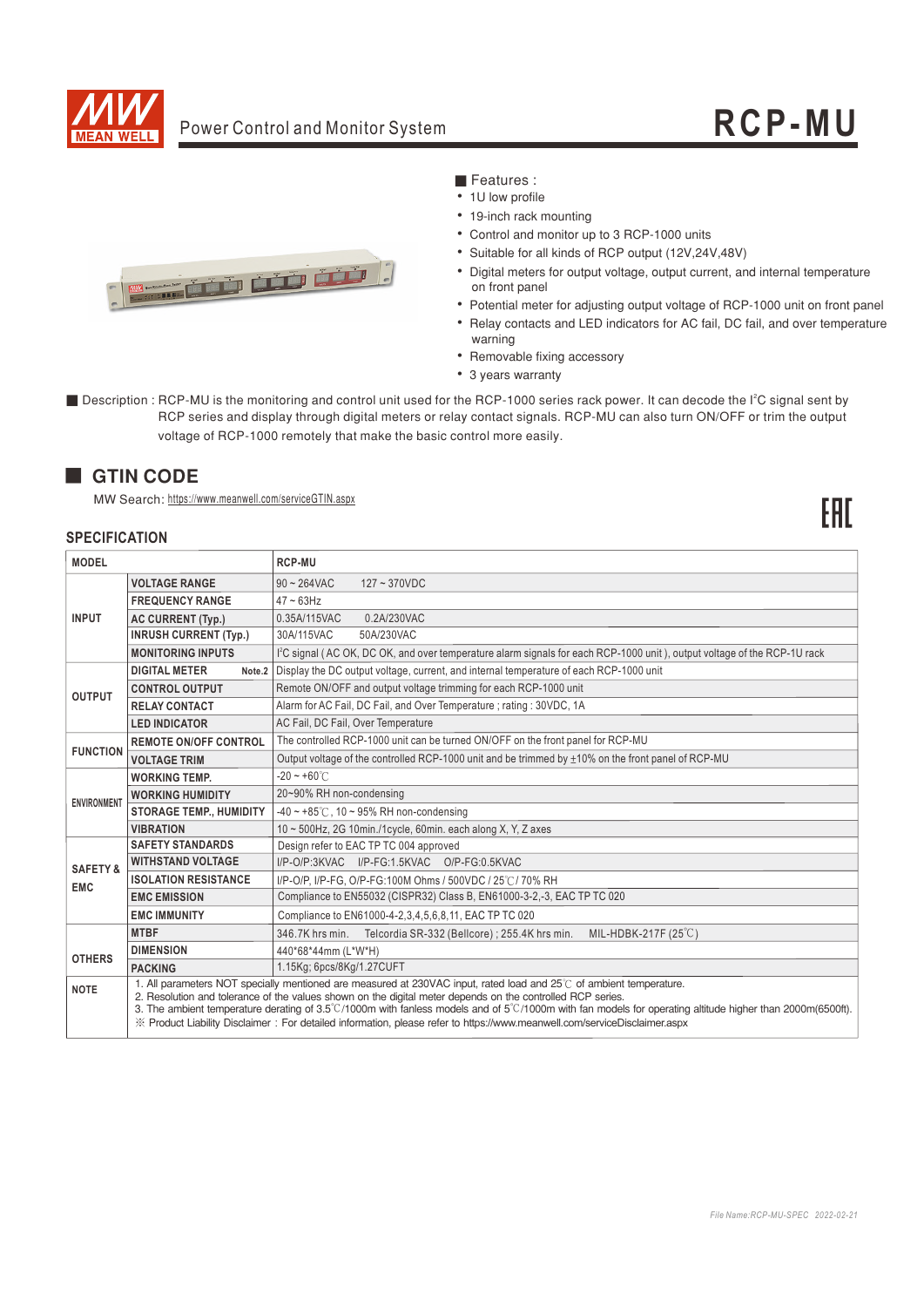# RCP-MU

Power Control and Monitor System

## Features :

- 1U low profile
- 19-inch rack mounting
- Control and monitor up to 3 RCP-1000 units
- Suitable for all kinds of RCP output (12V,24V,48V)
- Digital meters for output voltage, output current, and internal temperature on front panel
- Potential meter for adjusting output voltage of RCP-1000 unit on front panel
- Relay contacts and LED indicators for AC fail, DC fail, and over temperature warning
- Removable fixing accessory
- 3 years warranty

**Description** : RCP-MU is the monitoring and control unit used for the RCP-1000 series rack power. It can decode the I²C signal sent by RCP series and display through digital meters or relay contact signals. RCP-MU can also turn ON/OFF or trim the output voltage of RCP-1000 remotely that make the basic control more easily.

## GTIN CODE

MW Search: https://www.meanwell.com/serviceGTIN.aspx

## SPECIFICATION

| MODEL | | RCP-MU |
|---|---|---|
| INPUT | VOLTAGE RANGE | 90 ~ 264VAC 127 ~ 370VDC |
| | FREQUENCY RANGE | 47 ~ 63Hz |
| | AC CURRENT (Typ.) | 0.35A/115VAC 0.2A/230VAC |
| | INRUSH CURRENT (Typ.) | 30A/115VAC 50A/230VAC |
| | MONITORING INPUTS | I²C signal ( AC OK, DC OK, and over temperature alarm signals for each RCP-1000 unit ), output voltage of the RCP-1U rack |
| OUTPUT | DIGITAL METER Note.2 | Display the DC output voltage, current, and internal temperature of each RCP-1000 unit |
| | CONTROL OUTPUT | Remote ON/OFF and output voltage trimming for each RCP-1000 unit |
| | RELAY CONTACT | Alarm for AC Fail, DC Fail, and Over Temperature ; rating : 30VDC, 1A |
| | LED INDICATOR | AC Fail, DC Fail, Over Temperature |
| FUNCTION | REMOTE ON/OFF CONTROL | The controlled RCP-1000 unit can be turned ON/OFF on the front panel for RCP-MU |
| | VOLTAGE TRIM | Output voltage of the controlled RCP-1000 unit and be trimmed by ±10% on the front panel of RCP-MU |
| ENVIRONMENT | WORKING TEMP. | -20 ~ +60℃ |
| | WORKING HUMIDITY | 20~90% RH non-condensing |
| | STORAGE TEMP., HUMIDITY | -40 ~ +85℃, 10 ~ 95% RH non-condensing |
| | VIBRATION | 10 ~ 500Hz, 2G 10min./1cycle, 60min. each along X, Y, Z axes |
| SAFETY & EMC | SAFETY STANDARDS | Design refer to EAC TP TC 004 approved |
| | WITHSTAND VOLTAGE | I/P-O/P:3KVAC I/P-FG:1.5KVAC O/P-FG:0.5KVAC |
| | ISOLATION RESISTANCE | I/P-O/P, I/P-FG, O/P-FG:100M Ohms / 500VDC / 25℃/ 70% RH |
| | EMC EMISSION | Compliance to EN55032 (CISPR32) Class B, EN61000-3-2,-3, EAC TP TC 020 |
| | EMC IMMUNITY | Compliance to EN61000-4-2,3,4,5,6,8,11, EAC TP TC 020 |
| OTHERS | MTBF | 346.7K hrs min. Telcordia SR-332 (Bellcore) ; 255.4K hrs min. MIL-HDBK-217F (25℃) |
| | DIMENSION | 440*68*44mm (L*W*H) |
| | PACKING | 1.15Kg; 6pcs/8Kg/1.27CUFT |
| NOTE | | 1. All parameters NOT specially mentioned are measured at 230VAC input, rated load and 25℃ of ambient temperature.<br>2. Resolution and tolerance of the values shown on the digital meter depends on the controlled RCP series.<br>3. The ambient temperature derating of 3.5℃/1000m with fanless models and of 5℃/1000m with fan models for operating altitude higher than 2000m(6500ft).<br>※ Product Liability Disclaimer : For detailed information, please refer to https://www.meanwell.com/serviceDisclaimer.aspx |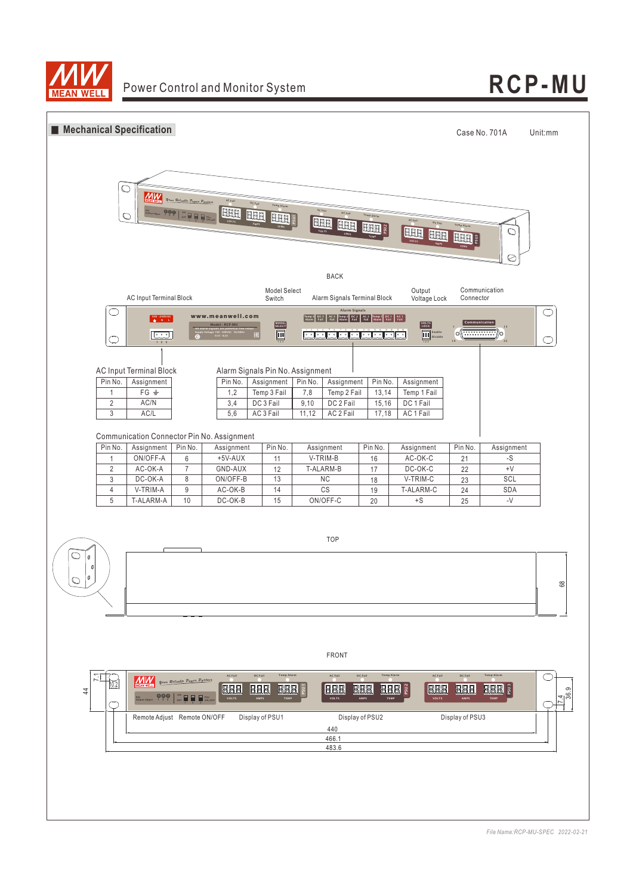## Mechanical Specification

Case No. 701A Unit:mm

BACK

AC Input Terminal Block | Model Select Switch | Alarm Signals Terminal Block | Output Voltage Lock | Communication Connector

AC Input Terminal Block

| Pin No. | Assignment |
|---|---|
| 1 | FG ⏚ |
| 2 | AC/N |
| 3 | AC/L |

Alarm Signals Pin No. Assignment

| Pin No. | Assignment | Pin No. | Assignment | Pin No. | Assignment |
|---|---|---|---|---|---|
| 1,2 | Temp 3 Fail | 7,8 | Temp 2 Fail | 13,14 | Temp 1 Fail |
| 3,4 | DC 3 Fail | 9,10 | DC 2 Fail | 15,16 | DC 1 Fail |
| 5,6 | AC 3 Fail | 11,12 | AC 2 Fail | 17,18 | AC 1 Fail |

Communication Connector Pin No. Assignment

| Pin No. | Assignment | Pin No. | Assignment | Pin No. | Assignment | Pin No. | Assignment | Pin No. | Assignment |
|---|---|---|---|---|---|---|---|---|---|
| 1 | ON/OFF-A | 6 | +5V-AUX | 11 | V-TRIM-B | 16 | AC-OK-C | 21 | -S |
| 2 | AC-OK-A | 7 | GND-AUX | 12 | T-ALARM-B | 17 | DC-OK-C | 22 | +V |
| 3 | DC-OK-A | 8 | ON/OFF-B | 13 | NC | 18 | V-TRIM-C | 23 | SCL |
| 4 | V-TRIM-A | 9 | AC-OK-B | 14 | CS | 19 | T-ALARM-C | 24 | SDA |
| 5 | T-ALARM-A | 10 | DC-OK-B | 15 | ON/OFF-C | 20 | +S | 25 | -V |

TOP

68

FRONT

Remote Adjust | Remote ON/OFF | Display of PSU1 | Display of PSU2 | Display of PSU3

440 | 466.1 | 483.6 | 44 | 7.1 | 10.2 | 7.4 | 36.9

File Name:RCP-MU-SPEC 2022-02-21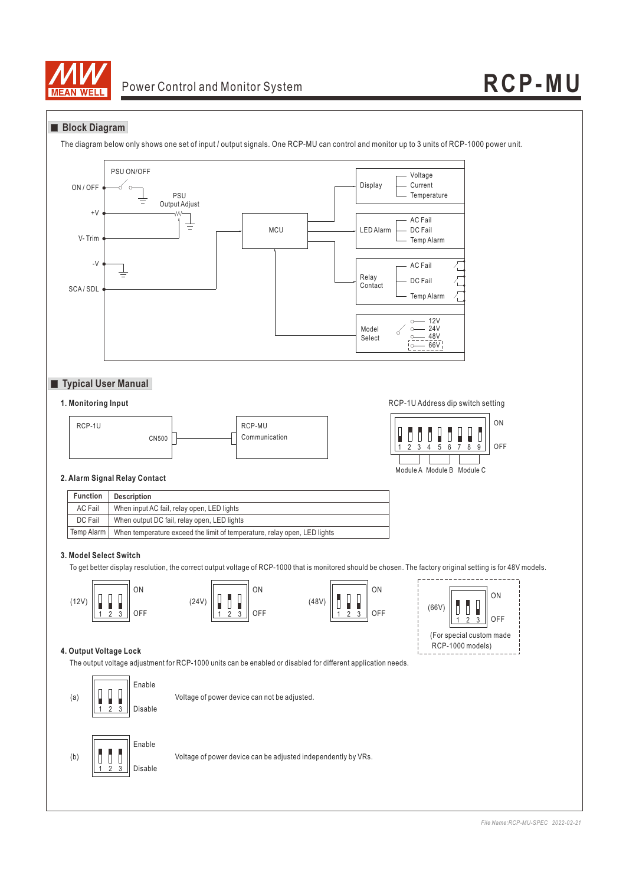## Block Diagram

The diagram below only shows one set of input / output signals. One RCP-MU can control and monitor up to 3 units of RCP-1000 power unit.

PSU ON/OFF
ON / OFF
PSU
Output Adjust
+V
V- Trim
-V
SCA / SDL
MCU
Display
Voltage
Current
Temperature
LED Alarm
AC Fail
DC Fail
Temp Alarm
Relay
Contact
AC Fail
DC Fail
Temp Alarm
Model
Select
12V
24V
48V
66V

## Typical User Manual

**1. Monitoring Input**

RCP-1U
CN500
RCP-MU
Communication

RCP-1U Address dip switch setting

ON
OFF
1 2 3 4 5 6 7 8 9
Module A Module B Module C

**2. Alarm Signal Relay Contact**

| Function | Description |
|---|---|
| AC Fail | When input AC fail, relay open, LED lights |
| DC Fail | When output DC fail, relay open, LED lights |
| Temp Alarm | When temperature exceed the limit of temperature, relay open, LED lights |

**3. Model Select Switch**

To get better display resolution, the correct output voltage of RCP-1000 that is monitored should be chosen. The factory original setting is for 48V models.

(12V) ON OFF 1 2 3
(24V) ON OFF 1 2 3
(48V) ON OFF 1 2 3
(66V) ON OFF 1 2 3
(For special custom made RCP-1000 models)

**4. Output Voltage Lock**

The output voltage adjustment for RCP-1000 units can be enabled or disabled for different application needs.

(a) Enable / Disable 1 2 3 — Voltage of power device can not be adjusted.

(b) Enable / Disable 1 2 3 — Voltage of power device can be adjusted independently by VRs.